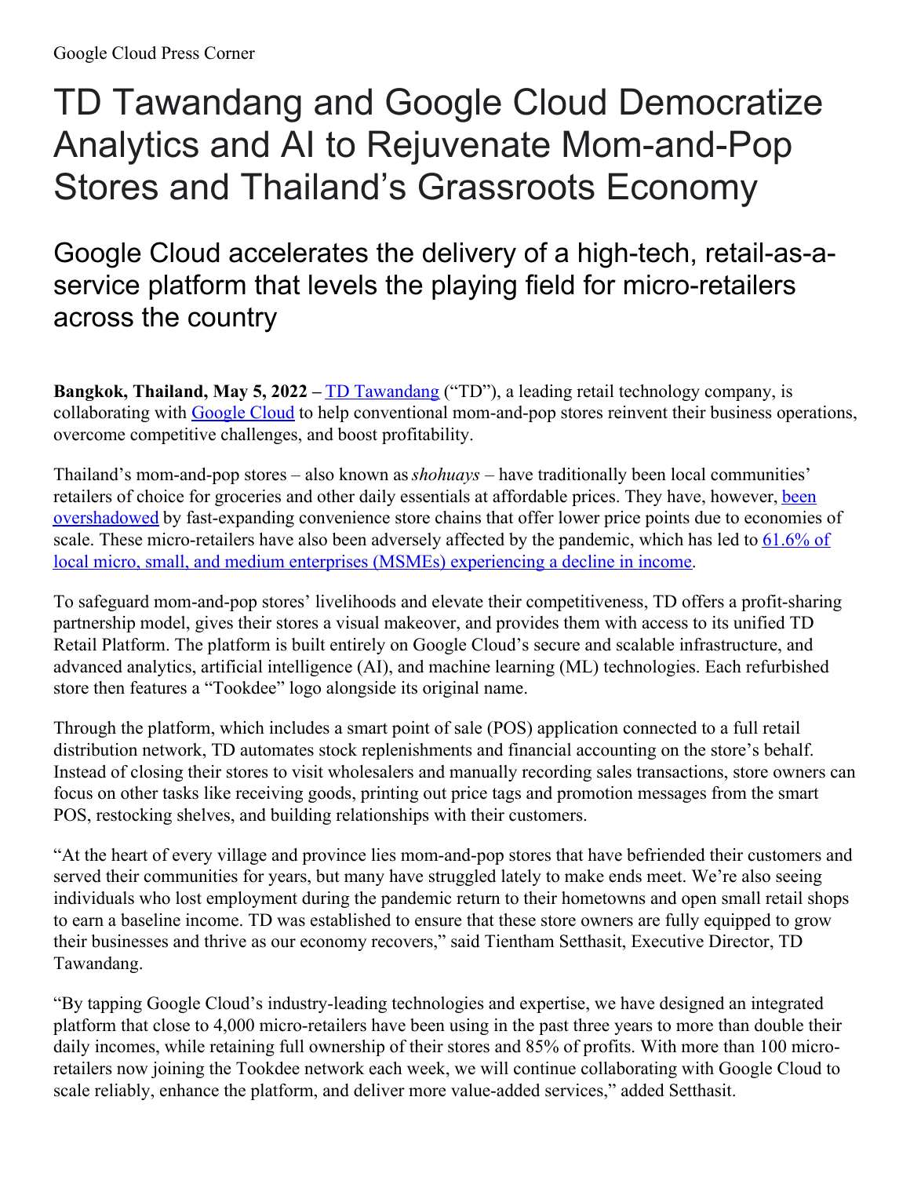Google Cloud Press Corner

# TD Tawandang and Google Cloud Democratize Analytics and AI to Rejuvenate Mom-and-Pop Stores and Thailand's Grassroots Economy

## Google Cloud accelerates the delivery of a high-tech, retail-as-a-service platform that levels the playing field for micro-retailers across the country

**Bangkok, Thailand, May 5, 2022 –** TD Tawandang ("TD"), a leading retail technology company, is collaborating with Google Cloud to help conventional mom-and-pop stores reinvent their business operations, overcome competitive challenges, and boost profitability.

Thailand's mom-and-pop stores – also known as *shohuays* – have traditionally been local communities' retailers of choice for groceries and other daily essentials at affordable prices. They have, however, been overshadowed by fast-expanding convenience store chains that offer lower price points due to economies of scale. These micro-retailers have also been adversely affected by the pandemic, which has led to 61.6% of local micro, small, and medium enterprises (MSMEs) experiencing a decline in income.

To safeguard mom-and-pop stores' livelihoods and elevate their competitiveness, TD offers a profit-sharing partnership model, gives their stores a visual makeover, and provides them with access to its unified TD Retail Platform. The platform is built entirely on Google Cloud's secure and scalable infrastructure, and advanced analytics, artificial intelligence (AI), and machine learning (ML) technologies. Each refurbished store then features a "Tookdee" logo alongside its original name.

Through the platform, which includes a smart point of sale (POS) application connected to a full retail distribution network, TD automates stock replenishments and financial accounting on the store's behalf. Instead of closing their stores to visit wholesalers and manually recording sales transactions, store owners can focus on other tasks like receiving goods, printing out price tags and promotion messages from the smart POS, restocking shelves, and building relationships with their customers.

"At the heart of every village and province lies mom-and-pop stores that have befriended their customers and served their communities for years, but many have struggled lately to make ends meet. We're also seeing individuals who lost employment during the pandemic return to their hometowns and open small retail shops to earn a baseline income. TD was established to ensure that these store owners are fully equipped to grow their businesses and thrive as our economy recovers," said Tientham Setthasit, Executive Director, TD Tawandang.

"By tapping Google Cloud's industry-leading technologies and expertise, we have designed an integrated platform that close to 4,000 micro-retailers have been using in the past three years to more than double their daily incomes, while retaining full ownership of their stores and 85% of profits. With more than 100 micro-retailers now joining the Tookdee network each week, we will continue collaborating with Google Cloud to scale reliably, enhance the platform, and deliver more value-added services," added Setthasit.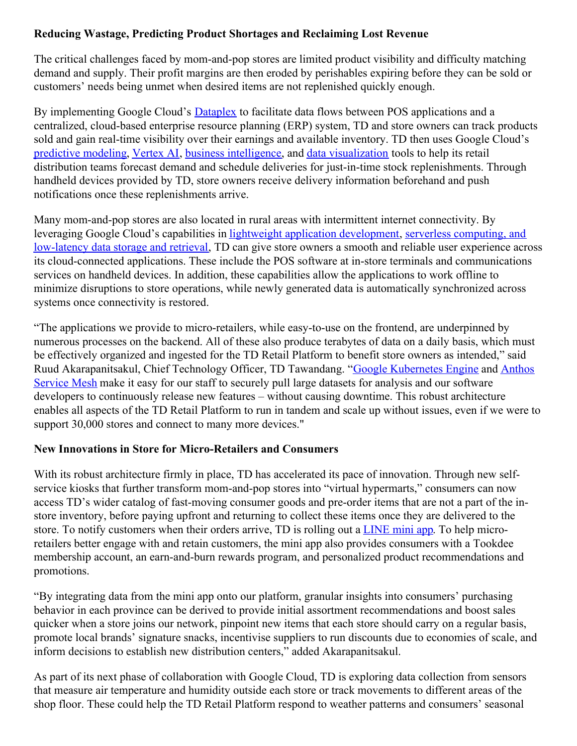**Reducing Wastage, Predicting Product Shortages and Reclaiming Lost Revenue**

The critical challenges faced by mom-and-pop stores are limited product visibility and difficulty matching demand and supply. Their profit margins are then eroded by perishables expiring before they can be sold or customers' needs being unmet when desired items are not replenished quickly enough.

By implementing Google Cloud's [Dataplex](https://cloud.google.com/dataplex) to facilitate data flows between POS applications and a centralized, cloud-based enterprise resource planning (ERP) system, TD and store owners can track products sold and gain real-time visibility over their earnings and available inventory. TD then uses Google Cloud's [predictive modeling](https://cloud.google.com/bigquery), [Vertex AI](https://cloud.google.com/vertex-ai), [business intelligence](https://cloud.google.com/looker), and [data visualization](https://cloud.google.com/looker-studio) tools to help its retail distribution teams forecast demand and schedule deliveries for just-in-time stock replenishments. Through handheld devices provided by TD, store owners receive delivery information beforehand and push notifications once these replenishments arrive.

Many mom-and-pop stores are also located in rural areas with intermittent internet connectivity. By leveraging Google Cloud's capabilities in [lightweight application development](https://firebase.google.com/), [serverless computing, and low-latency data storage and retrieval](https://firebase.google.com/), TD can give store owners a smooth and reliable user experience across its cloud-connected applications. These include the POS software at in-store terminals and communications services on handheld devices. In addition, these capabilities allow the applications to work offline to minimize disruptions to store operations, while newly generated data is automatically synchronized across systems once connectivity is restored.

"The applications we provide to micro-retailers, while easy-to-use on the frontend, are underpinned by numerous processes on the backend. All of these also produce terabytes of data on a daily basis, which must be effectively organized and ingested for the TD Retail Platform to benefit store owners as intended," said Ruud Akarapanitsakul, Chief Technology Officer, TD Tawandang. "[Google Kubernetes Engine](https://cloud.google.com/kubernetes-engine) and [Anthos Service Mesh](https://cloud.google.com/anthos/service-mesh) make it easy for our staff to securely pull large datasets for analysis and our software developers to continuously release new features – without causing downtime. This robust architecture enables all aspects of the TD Retail Platform to run in tandem and scale up without issues, even if we were to support 30,000 stores and connect to many more devices."

**New Innovations in Store for Micro-Retailers and Consumers**

With its robust architecture firmly in place, TD has accelerated its pace of innovation. Through new self-service kiosks that further transform mom-and-pop stores into "virtual hypermarts," consumers can now access TD's wider catalog of fast-moving consumer goods and pre-order items that are not a part of the in-store inventory, before paying upfront and returning to collect these items once they are delivered to the store. To notify customers when their orders arrive, TD is rolling out a [LINE mini app](https://developers.line.biz/en/docs/line-mini-app/). To help micro-retailers better engage with and retain customers, the mini app also provides consumers with a Tookdee membership account, an earn-and-burn rewards program, and personalized product recommendations and promotions.

"By integrating data from the mini app onto our platform, granular insights into consumers' purchasing behavior in each province can be derived to provide initial assortment recommendations and boost sales quicker when a store joins our network, pinpoint new items that each store should carry on a regular basis, promote local brands' signature snacks, incentivise suppliers to run discounts due to economies of scale, and inform decisions to establish new distribution centers," added Akarapanitsakul.

As part of its next phase of collaboration with Google Cloud, TD is exploring data collection from sensors that measure air temperature and humidity outside each store or track movements to different areas of the shop floor. These could help the TD Retail Platform respond to weather patterns and consumers' seasonal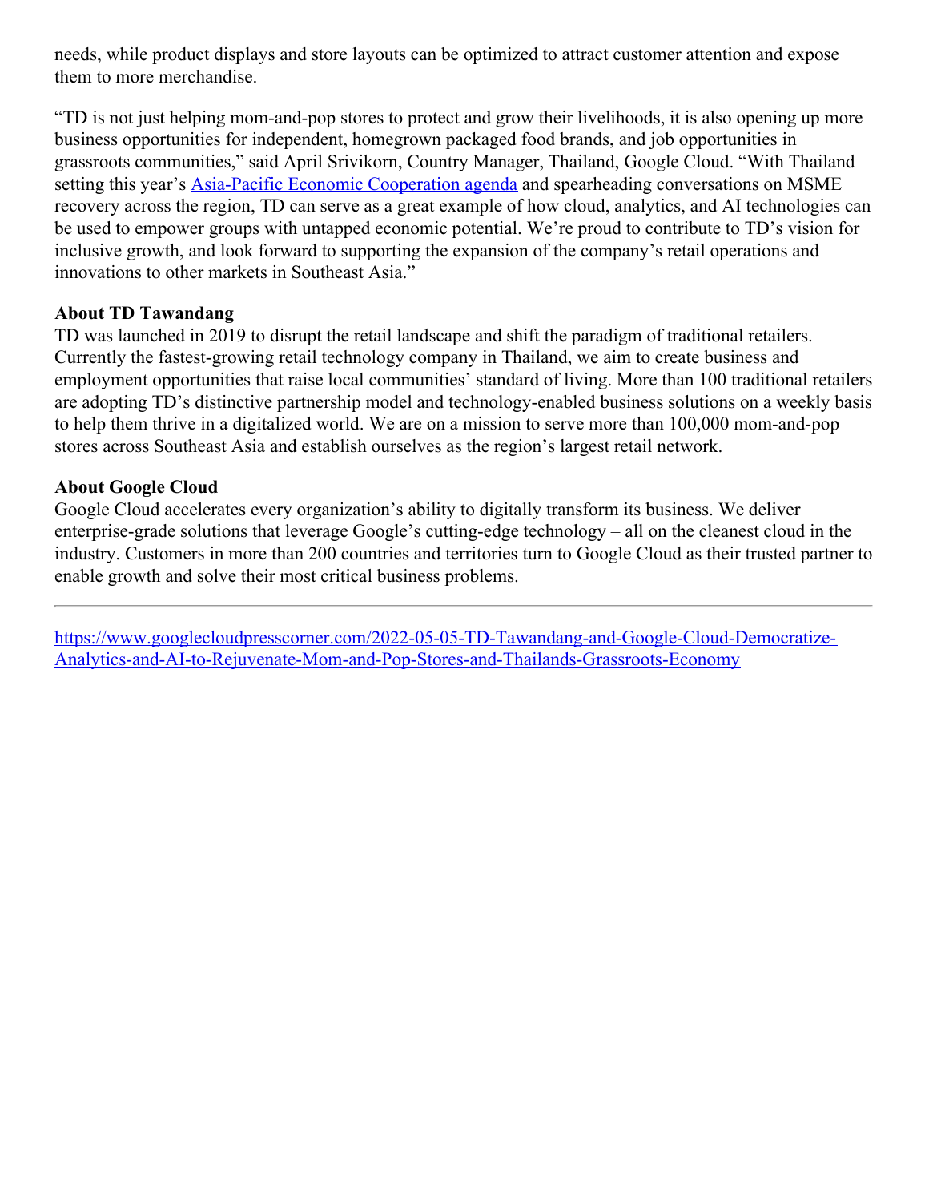needs, while product displays and store layouts can be optimized to attract customer attention and expose them to more merchandise.

"TD is not just helping mom-and-pop stores to protect and grow their livelihoods, it is also opening up more business opportunities for independent, homegrown packaged food brands, and job opportunities in grassroots communities," said April Srivikorn, Country Manager, Thailand, Google Cloud. "With Thailand setting this year's [Asia-Pacific Economic Cooperation agenda] and spearheading conversations on MSME recovery across the region, TD can serve as a great example of how cloud, analytics, and AI technologies can be used to empower groups with untapped economic potential. We're proud to contribute to TD's vision for inclusive growth, and look forward to supporting the expansion of the company's retail operations and innovations to other markets in Southeast Asia."

**About TD Tawandang**

TD was launched in 2019 to disrupt the retail landscape and shift the paradigm of traditional retailers. Currently the fastest-growing retail technology company in Thailand, we aim to create business and employment opportunities that raise local communities' standard of living. More than 100 traditional retailers are adopting TD's distinctive partnership model and technology-enabled business solutions on a weekly basis to help them thrive in a digitalized world. We are on a mission to serve more than 100,000 mom-and-pop stores across Southeast Asia and establish ourselves as the region's largest retail network.

**About Google Cloud**

Google Cloud accelerates every organization's ability to digitally transform its business. We deliver enterprise-grade solutions that leverage Google's cutting-edge technology – all on the cleanest cloud in the industry. Customers in more than 200 countries and territories turn to Google Cloud as their trusted partner to enable growth and solve their most critical business problems.

---

https://www.googlecloudpresscorner.com/2022-05-05-TD-Tawandang-and-Google-Cloud-Democratize-Analytics-and-AI-to-Rejuvenate-Mom-and-Pop-Stores-and-Thailands-Grassroots-Economy